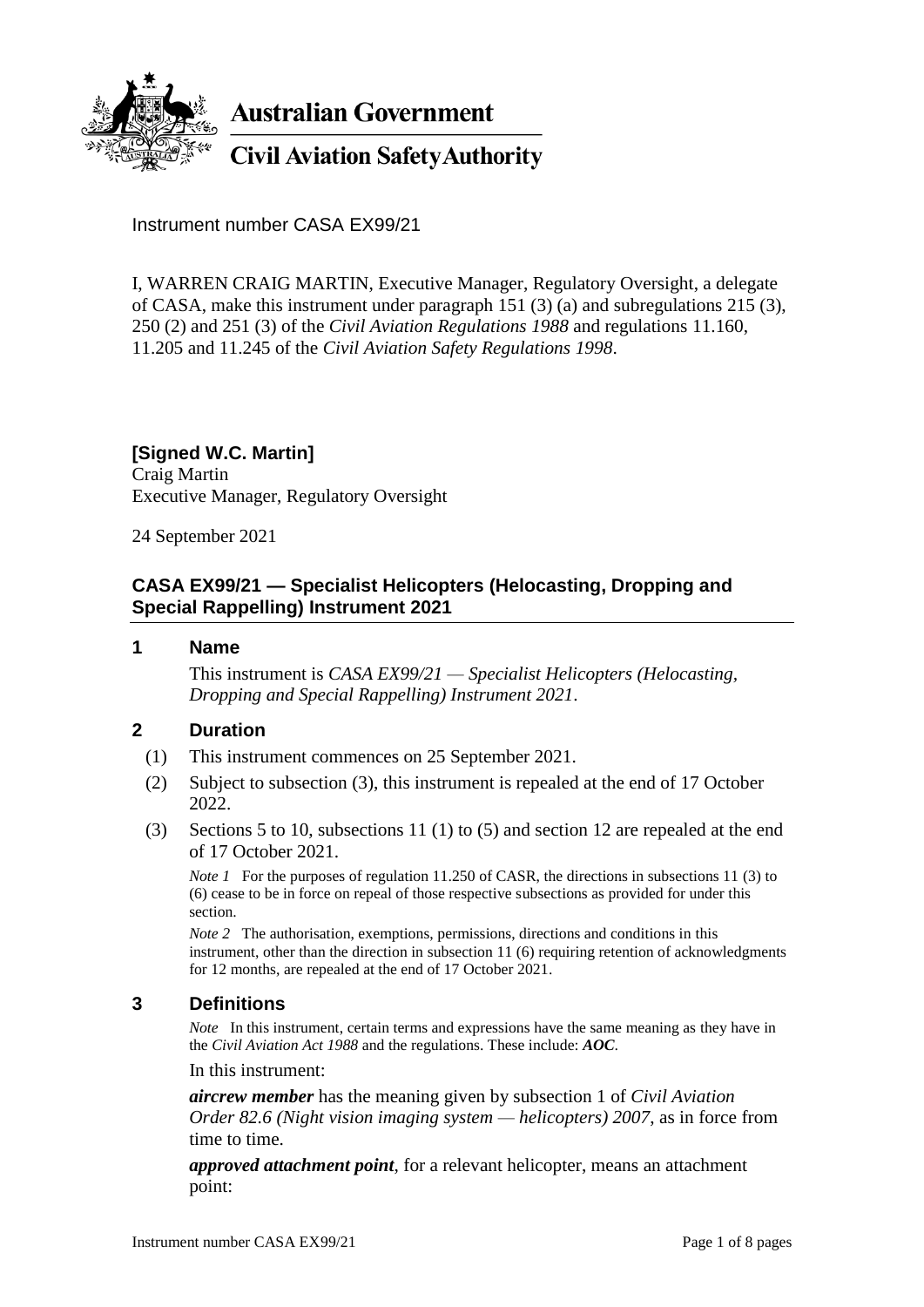**Australian Government**

**Civil Aviation Safety Authority**

Instrument number CASA EX99/21

I, WARREN CRAIG MARTIN, Executive Manager, Regulatory Oversight, a delegate of CASA, make this instrument under paragraph 151 (3) (a) and subregulations 215 (3), 250 (2) and 251 (3) of the *Civil Aviation Regulations 1988* and regulations 11.160, 11.205 and 11.245 of the *Civil Aviation Safety Regulations 1998*.

**[Signed W.C. Martin]**
Craig Martin
Executive Manager, Regulatory Oversight

24 September 2021

## CASA EX99/21 — Specialist Helicopters (Helocasting, Dropping and Special Rappelling) Instrument 2021

### 1 Name

This instrument is *CASA EX99/21 — Specialist Helicopters (Helocasting, Dropping and Special Rappelling) Instrument 2021*.

### 2 Duration

(1) This instrument commences on 25 September 2021.

(2) Subject to subsection (3), this instrument is repealed at the end of 17 October 2022.

(3) Sections 5 to 10, subsections 11 (1) to (5) and section 12 are repealed at the end of 17 October 2021.

*Note 1* For the purposes of regulation 11.250 of CASR, the directions in subsections 11 (3) to (6) cease to be in force on repeal of those respective subsections as provided for under this section.

*Note 2* The authorisation, exemptions, permissions, directions and conditions in this instrument, other than the direction in subsection 11 (6) requiring retention of acknowledgments for 12 months, are repealed at the end of 17 October 2021.

### 3 Definitions

*Note* In this instrument, certain terms and expressions have the same meaning as they have in the *Civil Aviation Act 1988* and the regulations. These include: ***AOC***.

In this instrument:

***aircrew member*** has the meaning given by subsection 1 of *Civil Aviation Order 82.6 (Night vision imaging system — helicopters) 2007*, as in force from time to time.

***approved attachment point***, for a relevant helicopter, means an attachment point: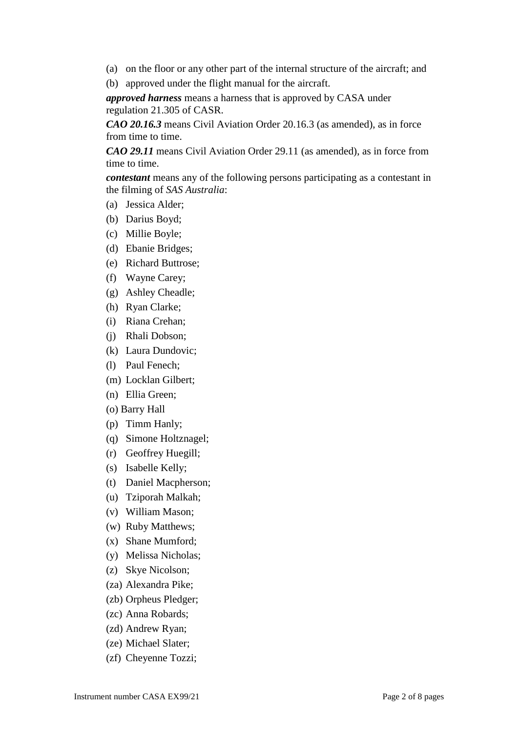(a) on the floor or any other part of the internal structure of the aircraft; and

(b) approved under the flight manual for the aircraft.

***approved harness*** means a harness that is approved by CASA under regulation 21.305 of CASR.

***CAO 20.16.3*** means Civil Aviation Order 20.16.3 (as amended), as in force from time to time.

***CAO 29.11*** means Civil Aviation Order 29.11 (as amended), as in force from time to time.

***contestant*** means any of the following persons participating as a contestant in the filming of *SAS Australia*:

(a) Jessica Alder;

(b) Darius Boyd;

(c) Millie Boyle;

(d) Ebanie Bridges;

(e) Richard Buttrose;

(f) Wayne Carey;

(g) Ashley Cheadle;

(h) Ryan Clarke;

(i) Riana Crehan;

(j) Rhali Dobson;

(k) Laura Dundovic;

(l) Paul Fenech;

(m) Locklan Gilbert;

(n) Ellia Green;

(o) Barry Hall

(p) Timm Hanly;

(q) Simone Holtznagel;

(r) Geoffrey Huegill;

(s) Isabelle Kelly;

(t) Daniel Macpherson;

(u) Tziporah Malkah;

(v) William Mason;

(w) Ruby Matthews;

(x) Shane Mumford;

(y) Melissa Nicholas;

(z) Skye Nicolson;

(za) Alexandra Pike;

(zb) Orpheus Pledger;

(zc) Anna Robards;

(zd) Andrew Ryan;

(ze) Michael Slater;

(zf) Cheyenne Tozzi;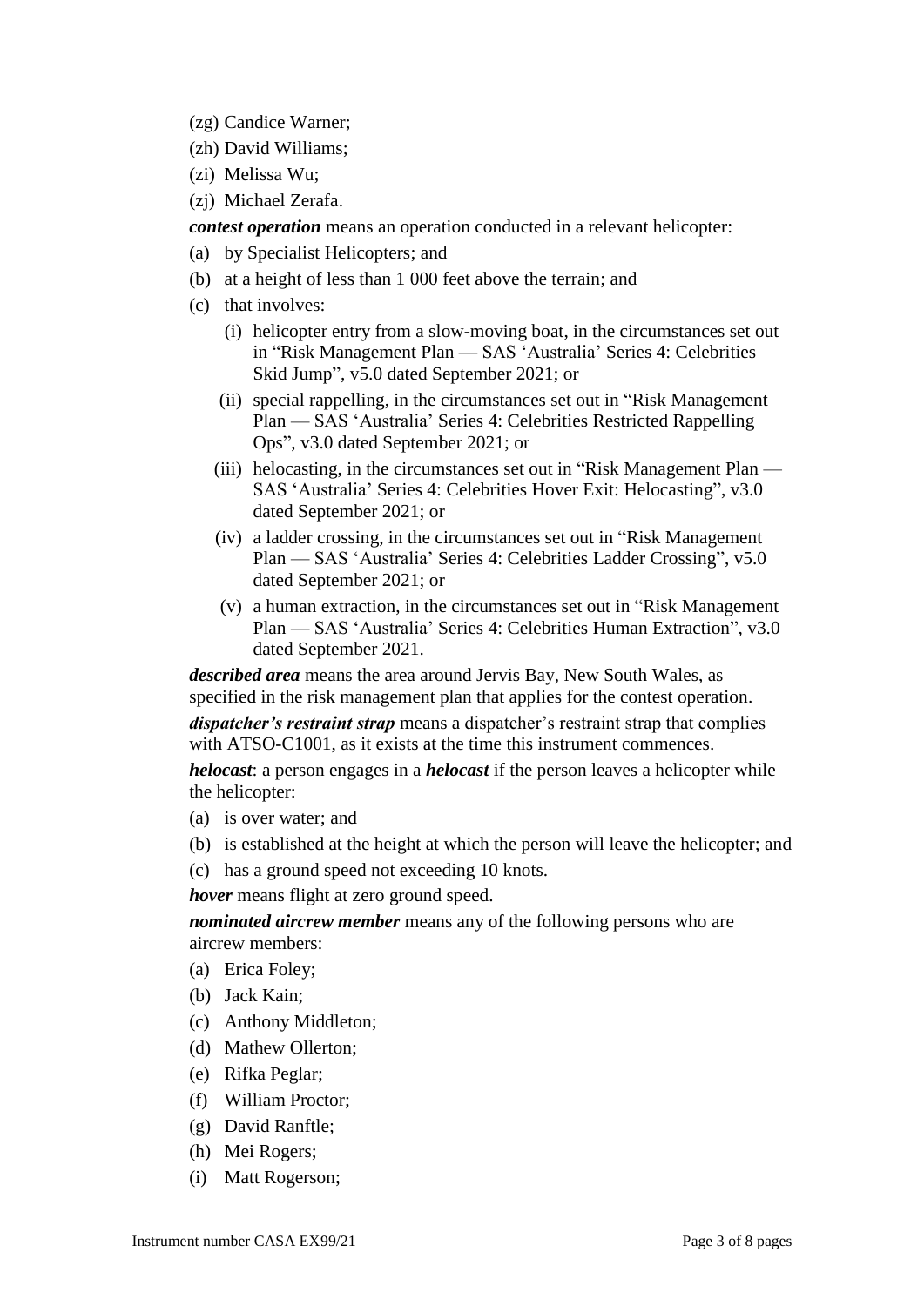(zg) Candice Warner;

(zh) David Williams;

(zi) Melissa Wu;

(zj) Michael Zerafa.

***contest operation*** means an operation conducted in a relevant helicopter:

(a) by Specialist Helicopters; and

(b) at a height of less than 1 000 feet above the terrain; and

(c) that involves:

(i) helicopter entry from a slow-moving boat, in the circumstances set out in "Risk Management Plan — SAS 'Australia' Series 4: Celebrities Skid Jump", v5.0 dated September 2021; or

(ii) special rappelling, in the circumstances set out in "Risk Management Plan — SAS 'Australia' Series 4: Celebrities Restricted Rappelling Ops", v3.0 dated September 2021; or

(iii) helocasting, in the circumstances set out in "Risk Management Plan — SAS 'Australia' Series 4: Celebrities Hover Exit: Helocasting", v3.0 dated September 2021; or

(iv) a ladder crossing, in the circumstances set out in "Risk Management Plan — SAS 'Australia' Series 4: Celebrities Ladder Crossing", v5.0 dated September 2021; or

(v) a human extraction, in the circumstances set out in "Risk Management Plan — SAS 'Australia' Series 4: Celebrities Human Extraction", v3.0 dated September 2021.

***described area*** means the area around Jervis Bay, New South Wales, as specified in the risk management plan that applies for the contest operation.

***dispatcher's restraint strap*** means a dispatcher's restraint strap that complies with ATSO-C1001, as it exists at the time this instrument commences.

***helocast***: a person engages in a ***helocast*** if the person leaves a helicopter while the helicopter:

(a) is over water; and

(b) is established at the height at which the person will leave the helicopter; and

(c) has a ground speed not exceeding 10 knots.

***hover*** means flight at zero ground speed.

***nominated aircrew member*** means any of the following persons who are aircrew members:

(a) Erica Foley;

(b) Jack Kain;

(c) Anthony Middleton;

(d) Mathew Ollerton;

(e) Rifka Peglar;

(f) William Proctor;

(g) David Ranftle;

(h) Mei Rogers;

(i) Matt Rogerson;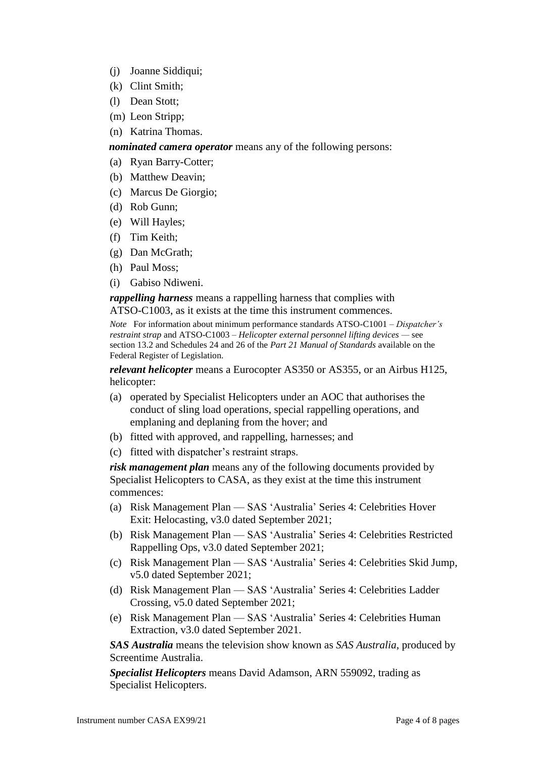(j) Joanne Siddiqui;

(k) Clint Smith;

(l) Dean Stott;

(m) Leon Stripp;

(n) Katrina Thomas.

***nominated camera operator*** means any of the following persons:

(a) Ryan Barry-Cotter;

(b) Matthew Deavin;

(c) Marcus De Giorgio;

(d) Rob Gunn;

(e) Will Hayles;

(f) Tim Keith;

(g) Dan McGrath;

(h) Paul Moss;

(i) Gabiso Ndiweni.

***rappelling harness*** means a rappelling harness that complies with ATSO-C1003, as it exists at the time this instrument commences.

*Note* For information about minimum performance standards ATSO-C1001 – *Dispatcher's restraint strap* and ATSO-C1003 – *Helicopter external personnel lifting devices* — see section 13.2 and Schedules 24 and 26 of the *Part 21 Manual of Standards* available on the Federal Register of Legislation.

***relevant helicopter*** means a Eurocopter AS350 or AS355, or an Airbus H125, helicopter:

(a) operated by Specialist Helicopters under an AOC that authorises the conduct of sling load operations, special rappelling operations, and emplaning and deplaning from the hover; and

(b) fitted with approved, and rappelling, harnesses; and

(c) fitted with dispatcher's restraint straps.

***risk management plan*** means any of the following documents provided by Specialist Helicopters to CASA, as they exist at the time this instrument commences:

(a) Risk Management Plan — SAS 'Australia' Series 4: Celebrities Hover Exit: Helocasting, v3.0 dated September 2021;

(b) Risk Management Plan — SAS 'Australia' Series 4: Celebrities Restricted Rappelling Ops, v3.0 dated September 2021;

(c) Risk Management Plan — SAS 'Australia' Series 4: Celebrities Skid Jump, v5.0 dated September 2021;

(d) Risk Management Plan — SAS 'Australia' Series 4: Celebrities Ladder Crossing, v5.0 dated September 2021;

(e) Risk Management Plan — SAS 'Australia' Series 4: Celebrities Human Extraction, v3.0 dated September 2021.

***SAS Australia*** means the television show known as *SAS Australia*, produced by Screentime Australia.

***Specialist Helicopters*** means David Adamson, ARN 559092, trading as Specialist Helicopters.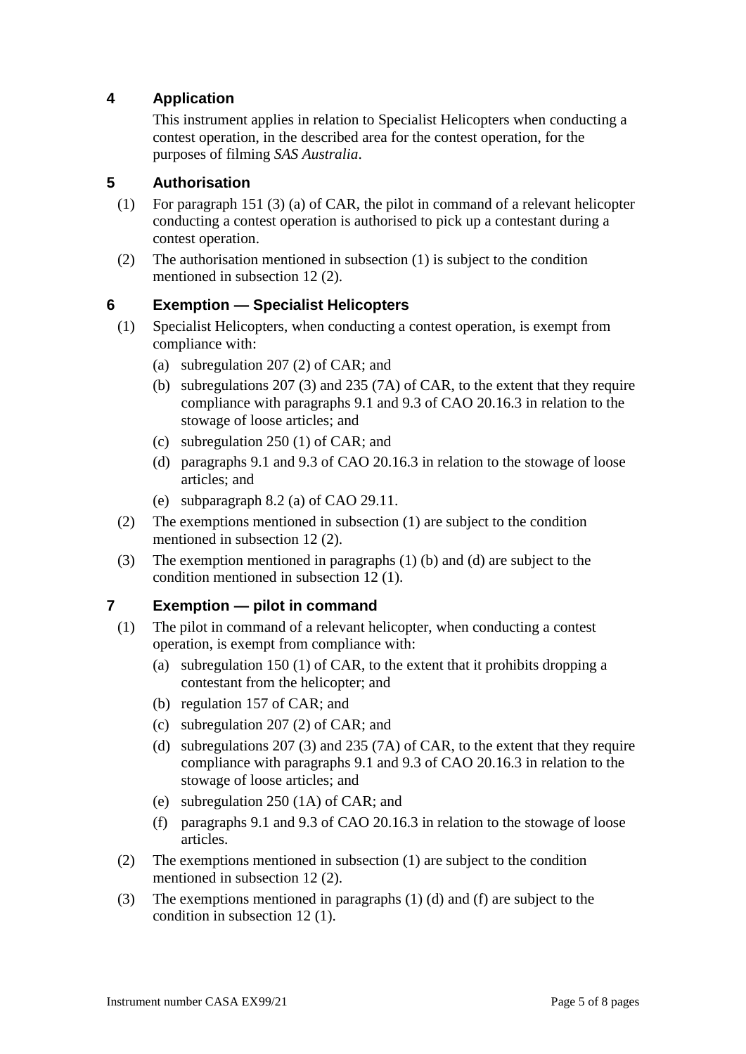## 4 Application

This instrument applies in relation to Specialist Helicopters when conducting a contest operation, in the described area for the contest operation, for the purposes of filming *SAS Australia*.

## 5 Authorisation

(1) For paragraph 151 (3) (a) of CAR, the pilot in command of a relevant helicopter conducting a contest operation is authorised to pick up a contestant during a contest operation.

(2) The authorisation mentioned in subsection (1) is subject to the condition mentioned in subsection 12 (2).

## 6 Exemption — Specialist Helicopters

(1) Specialist Helicopters, when conducting a contest operation, is exempt from compliance with:

- (a) subregulation 207 (2) of CAR; and
- (b) subregulations 207 (3) and 235 (7A) of CAR, to the extent that they require compliance with paragraphs 9.1 and 9.3 of CAO 20.16.3 in relation to the stowage of loose articles; and
- (c) subregulation 250 (1) of CAR; and
- (d) paragraphs 9.1 and 9.3 of CAO 20.16.3 in relation to the stowage of loose articles; and
- (e) subparagraph 8.2 (a) of CAO 29.11.

(2) The exemptions mentioned in subsection (1) are subject to the condition mentioned in subsection 12 (2).

(3) The exemption mentioned in paragraphs (1) (b) and (d) are subject to the condition mentioned in subsection 12 (1).

## 7 Exemption — pilot in command

(1) The pilot in command of a relevant helicopter, when conducting a contest operation, is exempt from compliance with:

- (a) subregulation 150 (1) of CAR, to the extent that it prohibits dropping a contestant from the helicopter; and
- (b) regulation 157 of CAR; and
- (c) subregulation 207 (2) of CAR; and
- (d) subregulations 207 (3) and 235 (7A) of CAR, to the extent that they require compliance with paragraphs 9.1 and 9.3 of CAO 20.16.3 in relation to the stowage of loose articles; and
- (e) subregulation 250 (1A) of CAR; and
- (f) paragraphs 9.1 and 9.3 of CAO 20.16.3 in relation to the stowage of loose articles.

(2) The exemptions mentioned in subsection (1) are subject to the condition mentioned in subsection 12 (2).

(3) The exemptions mentioned in paragraphs (1) (d) and (f) are subject to the condition in subsection 12 (1).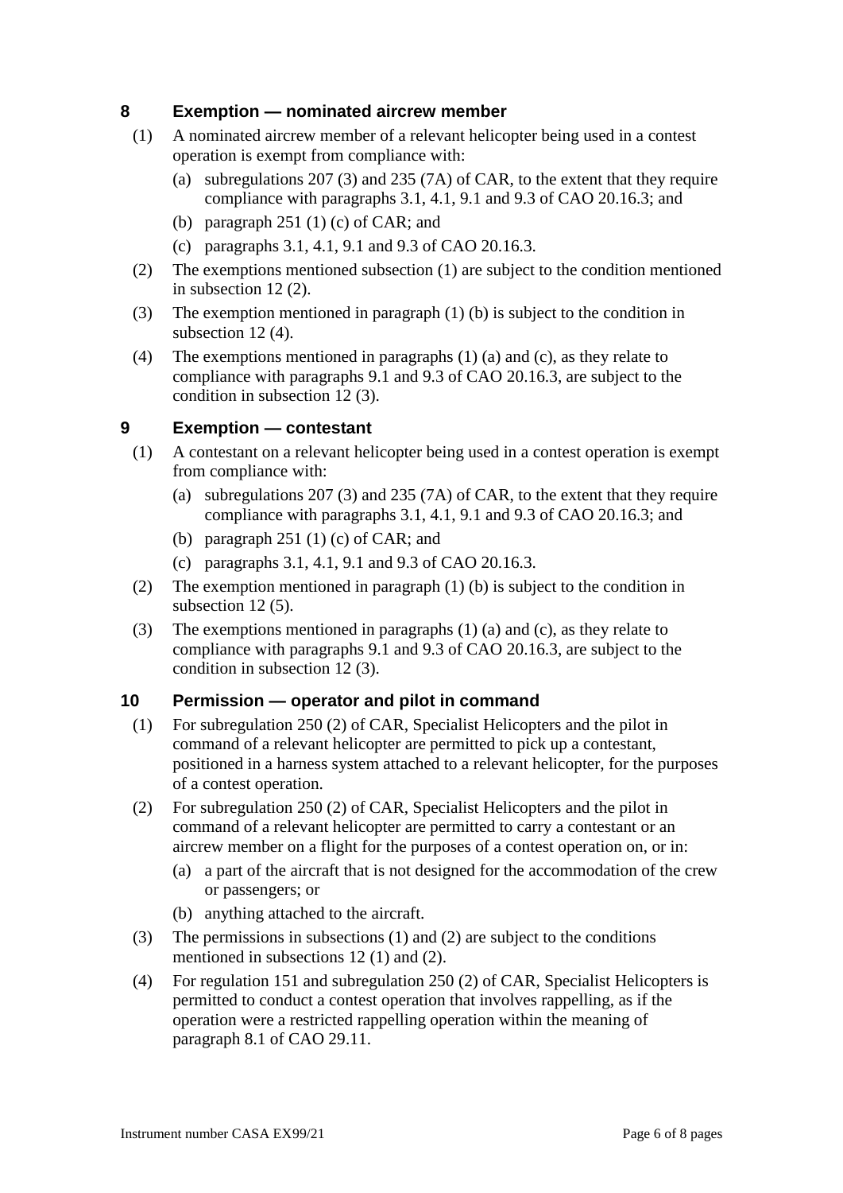## 8 Exemption — nominated aircrew member

(1) A nominated aircrew member of a relevant helicopter being used in a contest operation is exempt from compliance with:

(a) subregulations 207 (3) and 235 (7A) of CAR, to the extent that they require compliance with paragraphs 3.1, 4.1, 9.1 and 9.3 of CAO 20.16.3; and

(b) paragraph 251 (1) (c) of CAR; and

(c) paragraphs 3.1, 4.1, 9.1 and 9.3 of CAO 20.16.3.

(2) The exemptions mentioned subsection (1) are subject to the condition mentioned in subsection 12 (2).

(3) The exemption mentioned in paragraph (1) (b) is subject to the condition in subsection 12 (4).

(4) The exemptions mentioned in paragraphs (1) (a) and (c), as they relate to compliance with paragraphs 9.1 and 9.3 of CAO 20.16.3, are subject to the condition in subsection 12 (3).

## 9 Exemption — contestant

(1) A contestant on a relevant helicopter being used in a contest operation is exempt from compliance with:

(a) subregulations 207 (3) and 235 (7A) of CAR, to the extent that they require compliance with paragraphs 3.1, 4.1, 9.1 and 9.3 of CAO 20.16.3; and

(b) paragraph 251 (1) (c) of CAR; and

(c) paragraphs 3.1, 4.1, 9.1 and 9.3 of CAO 20.16.3.

(2) The exemption mentioned in paragraph (1) (b) is subject to the condition in subsection 12 (5).

(3) The exemptions mentioned in paragraphs (1) (a) and (c), as they relate to compliance with paragraphs 9.1 and 9.3 of CAO 20.16.3, are subject to the condition in subsection 12 (3).

## 10 Permission — operator and pilot in command

(1) For subregulation 250 (2) of CAR, Specialist Helicopters and the pilot in command of a relevant helicopter are permitted to pick up a contestant, positioned in a harness system attached to a relevant helicopter, for the purposes of a contest operation.

(2) For subregulation 250 (2) of CAR, Specialist Helicopters and the pilot in command of a relevant helicopter are permitted to carry a contestant or an aircrew member on a flight for the purposes of a contest operation on, or in:

(a) a part of the aircraft that is not designed for the accommodation of the crew or passengers; or

(b) anything attached to the aircraft.

(3) The permissions in subsections (1) and (2) are subject to the conditions mentioned in subsections 12 (1) and (2).

(4) For regulation 151 and subregulation 250 (2) of CAR, Specialist Helicopters is permitted to conduct a contest operation that involves rappelling, as if the operation were a restricted rappelling operation within the meaning of paragraph 8.1 of CAO 29.11.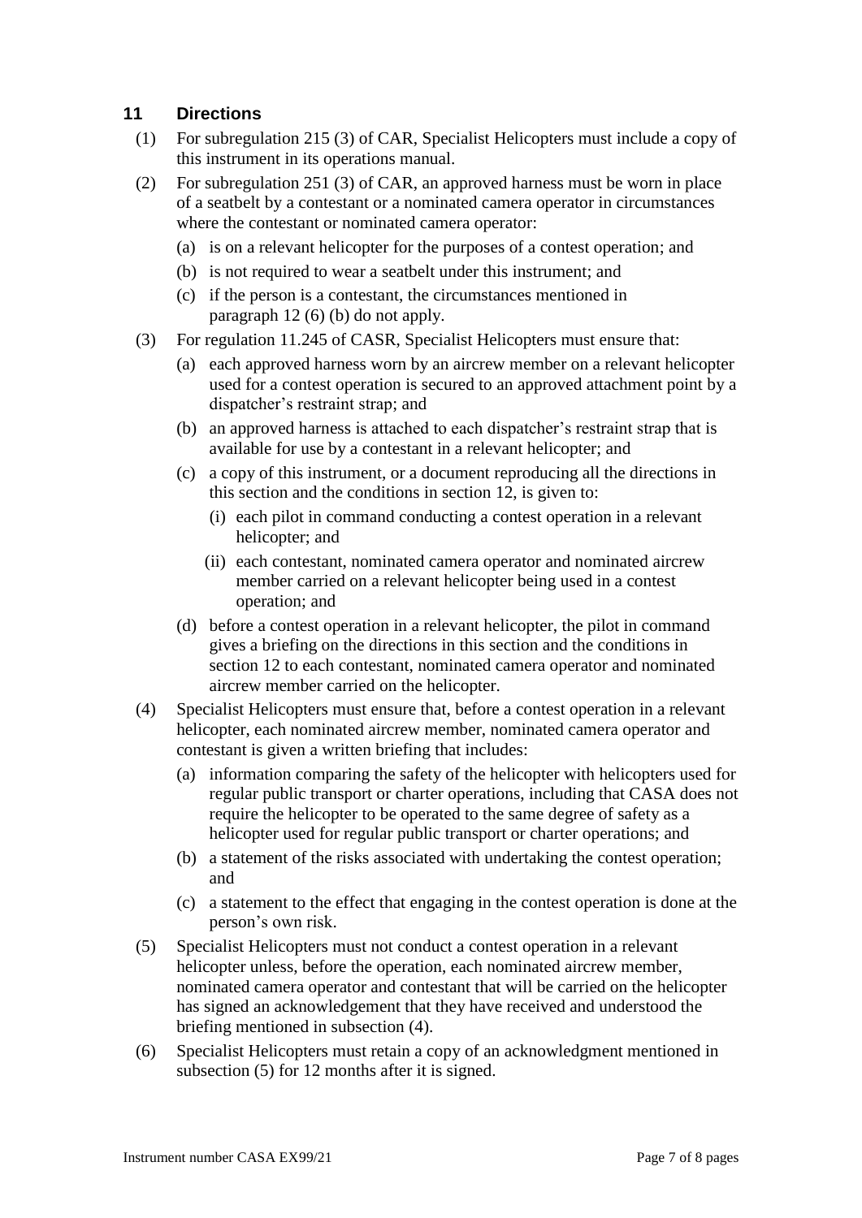## 11 Directions

(1) For subregulation 215 (3) of CAR, Specialist Helicopters must include a copy of this instrument in its operations manual.

(2) For subregulation 251 (3) of CAR, an approved harness must be worn in place of a seatbelt by a contestant or a nominated camera operator in circumstances where the contestant or nominated camera operator:

(a) is on a relevant helicopter for the purposes of a contest operation; and

(b) is not required to wear a seatbelt under this instrument; and

(c) if the person is a contestant, the circumstances mentioned in paragraph 12 (6) (b) do not apply.

(3) For regulation 11.245 of CASR, Specialist Helicopters must ensure that:

(a) each approved harness worn by an aircrew member on a relevant helicopter used for a contest operation is secured to an approved attachment point by a dispatcher's restraint strap; and

(b) an approved harness is attached to each dispatcher's restraint strap that is available for use by a contestant in a relevant helicopter; and

(c) a copy of this instrument, or a document reproducing all the directions in this section and the conditions in section 12, is given to:

(i) each pilot in command conducting a contest operation in a relevant helicopter; and

(ii) each contestant, nominated camera operator and nominated aircrew member carried on a relevant helicopter being used in a contest operation; and

(d) before a contest operation in a relevant helicopter, the pilot in command gives a briefing on the directions in this section and the conditions in section 12 to each contestant, nominated camera operator and nominated aircrew member carried on the helicopter.

(4) Specialist Helicopters must ensure that, before a contest operation in a relevant helicopter, each nominated aircrew member, nominated camera operator and contestant is given a written briefing that includes:

(a) information comparing the safety of the helicopter with helicopters used for regular public transport or charter operations, including that CASA does not require the helicopter to be operated to the same degree of safety as a helicopter used for regular public transport or charter operations; and

(b) a statement of the risks associated with undertaking the contest operation; and

(c) a statement to the effect that engaging in the contest operation is done at the person's own risk.

(5) Specialist Helicopters must not conduct a contest operation in a relevant helicopter unless, before the operation, each nominated aircrew member, nominated camera operator and contestant that will be carried on the helicopter has signed an acknowledgement that they have received and understood the briefing mentioned in subsection (4).

(6) Specialist Helicopters must retain a copy of an acknowledgment mentioned in subsection (5) for 12 months after it is signed.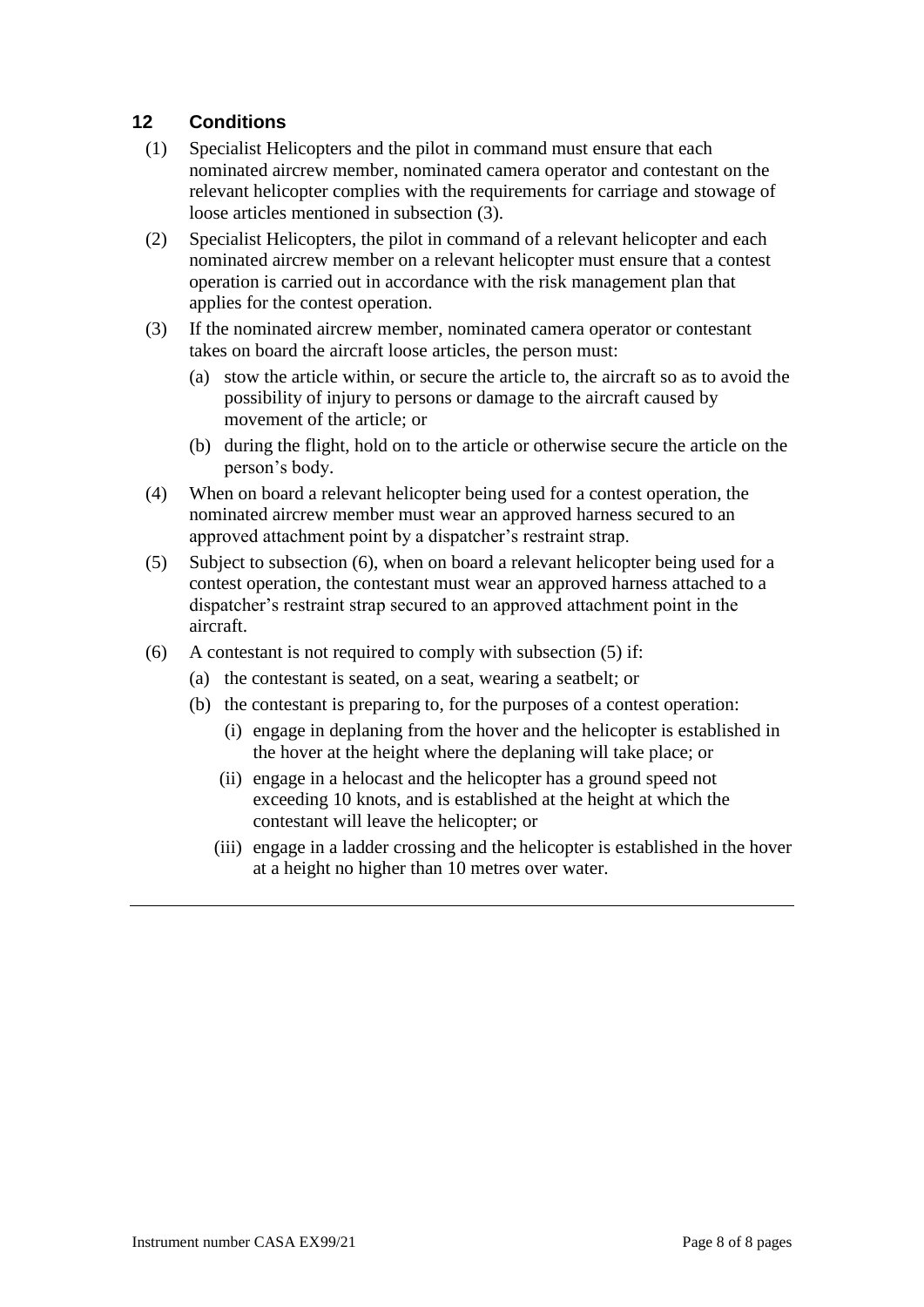## 12 Conditions

(1) Specialist Helicopters and the pilot in command must ensure that each nominated aircrew member, nominated camera operator and contestant on the relevant helicopter complies with the requirements for carriage and stowage of loose articles mentioned in subsection (3).

(2) Specialist Helicopters, the pilot in command of a relevant helicopter and each nominated aircrew member on a relevant helicopter must ensure that a contest operation is carried out in accordance with the risk management plan that applies for the contest operation.

(3) If the nominated aircrew member, nominated camera operator or contestant takes on board the aircraft loose articles, the person must:

- (a) stow the article within, or secure the article to, the aircraft so as to avoid the possibility of injury to persons or damage to the aircraft caused by movement of the article; or
- (b) during the flight, hold on to the article or otherwise secure the article on the person's body.

(4) When on board a relevant helicopter being used for a contest operation, the nominated aircrew member must wear an approved harness secured to an approved attachment point by a dispatcher's restraint strap.

(5) Subject to subsection (6), when on board a relevant helicopter being used for a contest operation, the contestant must wear an approved harness attached to a dispatcher's restraint strap secured to an approved attachment point in the aircraft.

(6) A contestant is not required to comply with subsection (5) if:

- (a) the contestant is seated, on a seat, wearing a seatbelt; or
- (b) the contestant is preparing to, for the purposes of a contest operation:
  - (i) engage in deplaning from the hover and the helicopter is established in the hover at the height where the deplaning will take place; or
  - (ii) engage in a helocast and the helicopter has a ground speed not exceeding 10 knots, and is established at the height at which the contestant will leave the helicopter; or
  - (iii) engage in a ladder crossing and the helicopter is established in the hover at a height no higher than 10 metres over water.